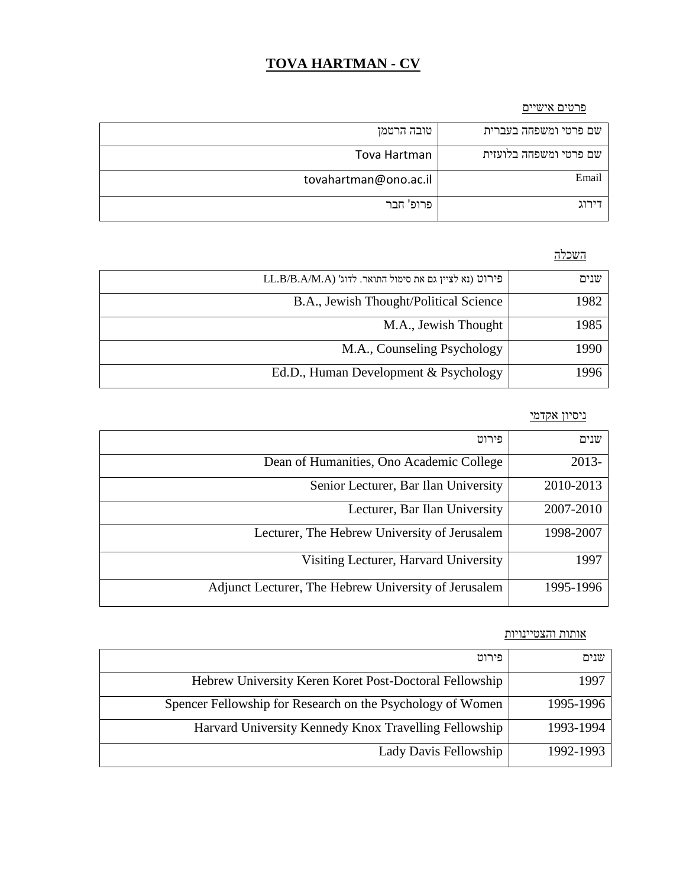# TOVA HARTMAN - CV

## פרטים אישיים

| שם פרטי ומשפחה בעברית | טובה הרטמן |
|---|---|
| שם פרטי ומשפחה בלועזית | Tova Hartman |
| Email | tovahartman@ono.ac.il |
| דירוג | פרופ' חבר |

## השכלה

| שנים | פירוט (נא לציין גם את סימול התואר. לדוג' LL.B/B.A/M.A) |
|---|---|
| 1982 | B.A., Jewish Thought/Political Science |
| 1985 | M.A., Jewish Thought |
| 1990 | M.A., Counseling Psychology |
| 1996 | Ed.D., Human Development & Psychology |

## ניסיון אקדמי

| שנים | פירוט |
|---|---|
| 2013- | Dean of Humanities, Ono Academic College |
| 2010-2013 | Senior Lecturer, Bar Ilan University |
| 2007-2010 | Lecturer, Bar Ilan University |
| 1998-2007 | Lecturer, The Hebrew University of Jerusalem |
| 1997 | Visiting Lecturer, Harvard University |
| 1995-1996 | Adjunct Lecturer, The Hebrew University of Jerusalem |

## אותות והצטיינויות

| שנים | פירוט |
|---|---|
| 1997 | Hebrew University Keren Koret Post-Doctoral Fellowship |
| 1995-1996 | Spencer Fellowship for Research on the Psychology of Women |
| 1993-1994 | Harvard University Kennedy Knox Travelling Fellowship |
| 1992-1993 | Lady Davis Fellowship |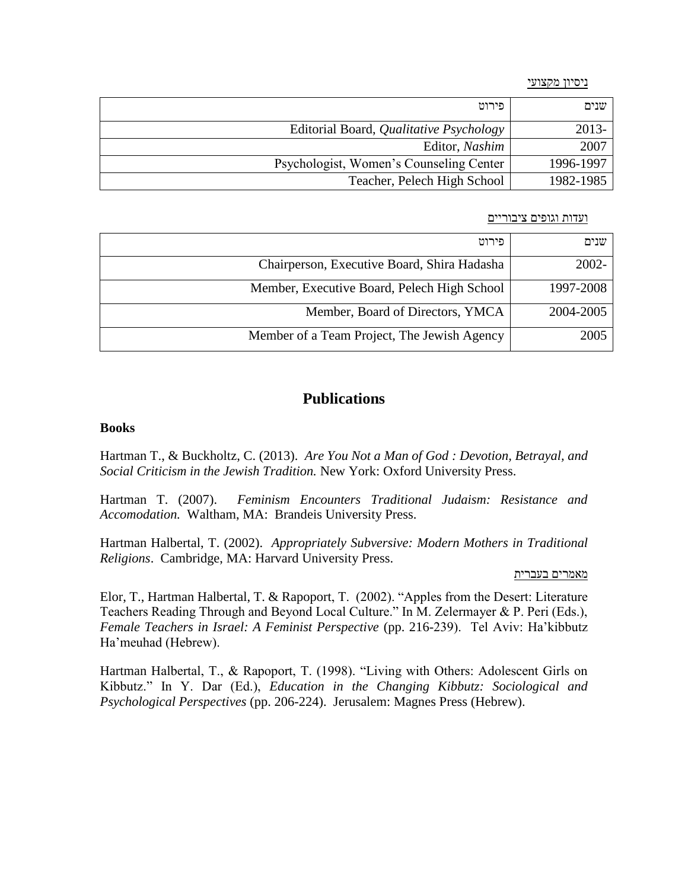ניסיון מקצועי

| שנים | פירוט |
|---|---|
| 2013- | Editorial Board, *Qualitative Psychology* |
| 2007 | Editor, *Nashim* |
| 1996-1997 | Psychologist, Women's Counseling Center |
| 1982-1985 | Teacher, Pelech High School |

ועדות וגופים ציבוריים

| שנים | פירוט |
|---|---|
| 2002- | Chairperson, Executive Board, Shira Hadasha |
| 1997-2008 | Member, Executive Board, Pelech High School |
| 2004-2005 | Member, Board of Directors, YMCA |
| 2005 | Member of a Team Project, The Jewish Agency |

## Publications

### Books

Hartman T., & Buckholtz, C. (2013). *Are You Not a Man of God : Devotion, Betrayal, and Social Criticism in the Jewish Tradition.* New York: Oxford University Press.

Hartman T. (2007). *Feminism Encounters Traditional Judaism: Resistance and Accomodation.* Waltham, MA: Brandeis University Press.

Hartman Halbertal, T. (2002). *Appropriately Subversive: Modern Mothers in Traditional Religions*. Cambridge, MA: Harvard University Press.

מאמרים בעברית

Elor, T., Hartman Halbertal, T. & Rapoport, T. (2002). "Apples from the Desert: Literature Teachers Reading Through and Beyond Local Culture." In M. Zelermayer & P. Peri (Eds.), *Female Teachers in Israel: A Feminist Perspective* (pp. 216-239). Tel Aviv: Ha'kibbutz Ha'meuhad (Hebrew).

Hartman Halbertal, T., & Rapoport, T. (1998). "Living with Others: Adolescent Girls on Kibbutz." In Y. Dar (Ed.), *Education in the Changing Kibbutz: Sociological and Psychological Perspectives* (pp. 206-224). Jerusalem: Magnes Press (Hebrew).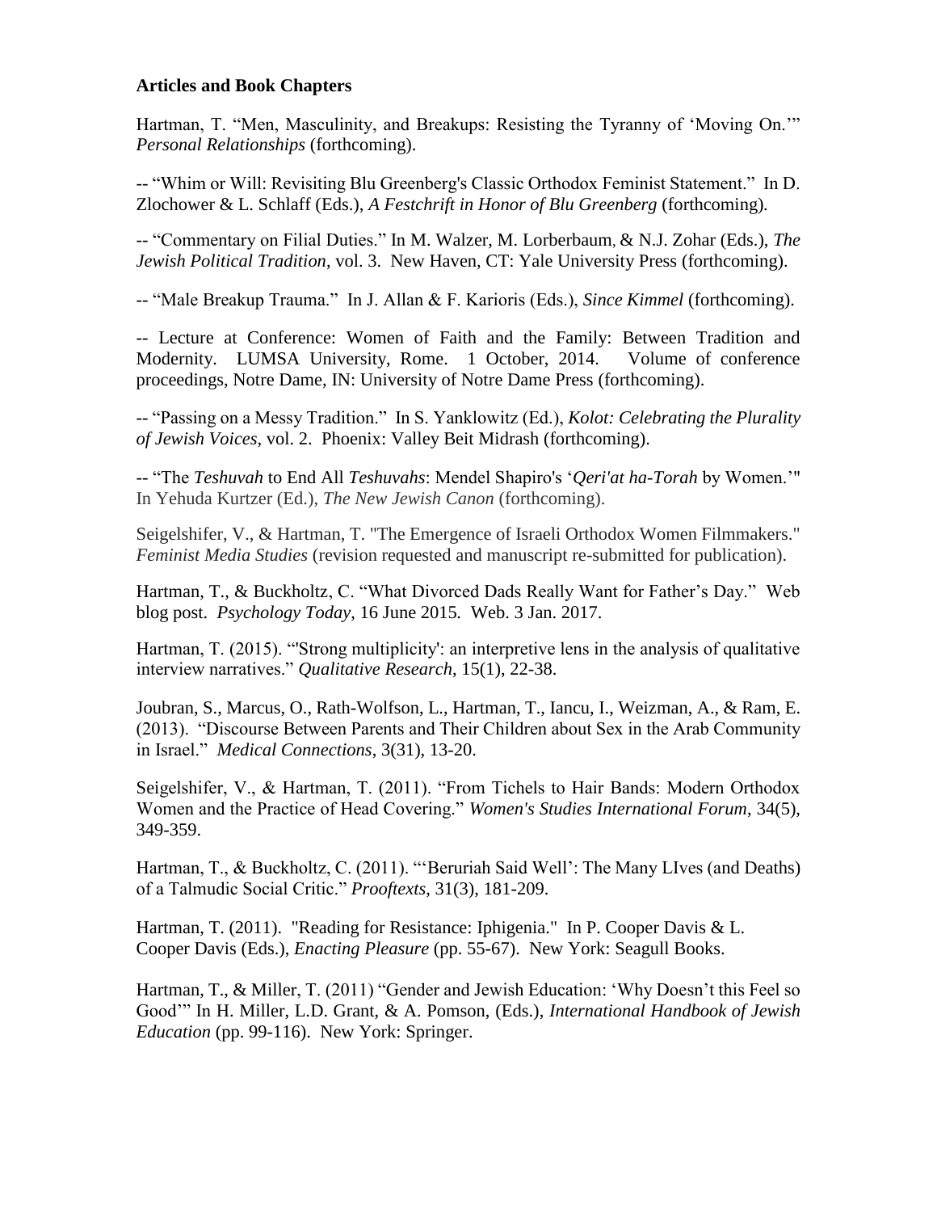**Articles and Book Chapters**

Hartman, T. "Men, Masculinity, and Breakups: Resisting the Tyranny of 'Moving On.'" *Personal Relationships* (forthcoming).

-- "Whim or Will: Revisiting Blu Greenberg's Classic Orthodox Feminist Statement." In D. Zlochower & L. Schlaff (Eds.), *A Festchrift in Honor of Blu Greenberg* (forthcoming).

-- "Commentary on Filial Duties." In M. Walzer, M. Lorberbaum, & N.J. Zohar (Eds.), *The Jewish Political Tradition*, vol. 3. New Haven, CT: Yale University Press (forthcoming).

-- "Male Breakup Trauma." In J. Allan & F. Karioris (Eds.), *Since Kimmel* (forthcoming).

-- Lecture at Conference: Women of Faith and the Family: Between Tradition and Modernity. LUMSA University, Rome. 1 October, 2014. Volume of conference proceedings, Notre Dame, IN: University of Notre Dame Press (forthcoming).

-- "Passing on a Messy Tradition." In S. Yanklowitz (Ed.), *Kolot: Celebrating the Plurality of Jewish Voices*, vol. 2. Phoenix: Valley Beit Midrash (forthcoming).

-- "The *Teshuvah* to End All *Teshuvahs*: Mendel Shapiro's '*Qeri'at ha-Torah* by Women.'" In Yehuda Kurtzer (Ed.), *The New Jewish Canon* (forthcoming).

Seigelshifer, V., & Hartman, T. "The Emergence of Israeli Orthodox Women Filmmakers." *Feminist Media Studies* (revision requested and manuscript re-submitted for publication).

Hartman, T., & Buckholtz, C. "What Divorced Dads Really Want for Father's Day." Web blog post. *Psychology Today*, 16 June 2015. Web. 3 Jan. 2017.

Hartman, T. (2015). "'Strong multiplicity': an interpretive lens in the analysis of qualitative interview narratives." *Qualitative Research*, 15(1), 22-38.

Joubran, S., Marcus, O., Rath-Wolfson, L., Hartman, T., Iancu, I., Weizman, A., & Ram, E. (2013). "Discourse Between Parents and Their Children about Sex in the Arab Community in Israel." *Medical Connections*, 3(31), 13-20.

Seigelshifer, V., & Hartman, T. (2011). "From Tichels to Hair Bands: Modern Orthodox Women and the Practice of Head Covering." *Women's Studies International Forum*, 34(5), 349-359.

Hartman, T., & Buckholtz, C. (2011). "'Beruriah Said Well': The Many LIves (and Deaths) of a Talmudic Social Critic." *Prooftexts*, 31(3), 181-209.

Hartman, T. (2011). "Reading for Resistance: Iphigenia." In P. Cooper Davis & L. Cooper Davis (Eds.), *Enacting Pleasure* (pp. 55-67). New York: Seagull Books.

Hartman, T., & Miller, T. (2011) "Gender and Jewish Education: 'Why Doesn't this Feel so Good'" In H. Miller, L.D. Grant, & A. Pomson, (Eds.), *International Handbook of Jewish Education* (pp. 99-116). New York: Springer.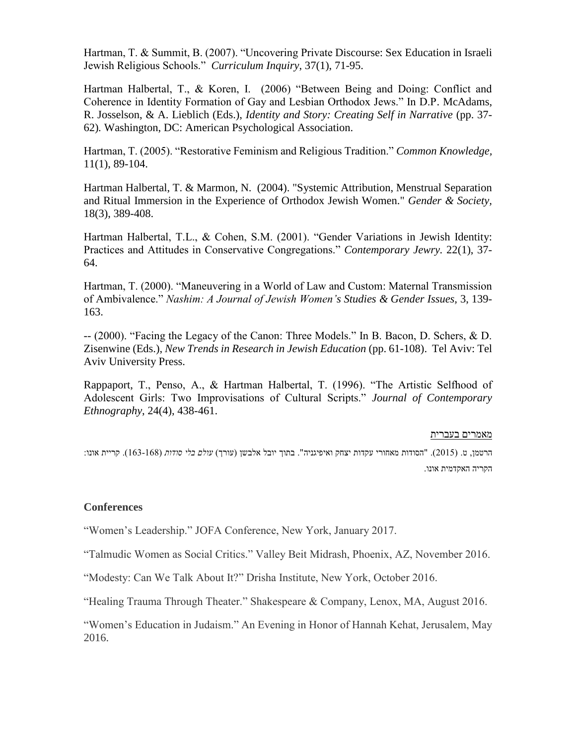Hartman, T. & Summit, B. (2007). "Uncovering Private Discourse: Sex Education in Israeli Jewish Religious Schools." *Curriculum Inquiry,* 37(1), 71-95.

Hartman Halbertal, T., & Koren, I. (2006) "Between Being and Doing: Conflict and Coherence in Identity Formation of Gay and Lesbian Orthodox Jews." In D.P. McAdams, R. Josselson, & A. Lieblich (Eds.), *Identity and Story: Creating Self in Narrative* (pp. 37-62). Washington, DC: American Psychological Association.

Hartman, T. (2005). "Restorative Feminism and Religious Tradition." *Common Knowledge,* 11(1), 89-104.

Hartman Halbertal, T. & Marmon, N. (2004). "Systemic Attribution, Menstrual Separation and Ritual Immersion in the Experience of Orthodox Jewish Women." *Gender & Society,* 18(3), 389-408.

Hartman Halbertal, T.L., & Cohen, S.M. (2001). "Gender Variations in Jewish Identity: Practices and Attitudes in Conservative Congregations." *Contemporary Jewry.* 22(1), 37-64.

Hartman, T. (2000). "Maneuvering in a World of Law and Custom: Maternal Transmission of Ambivalence." *Nashim: A Journal of Jewish Women's Studies & Gender Issues,* 3, 139-163.

-- (2000). "Facing the Legacy of the Canon: Three Models." In B. Bacon, D. Schers, & D. Zisenwine (Eds.), *New Trends in Research in Jewish Education* (pp. 61-108). Tel Aviv: Tel Aviv University Press.

Rappaport, T., Penso, A., & Hartman Halbertal, T. (1996). "The Artistic Selfhood of Adolescent Girls: Two Improvisations of Cultural Scripts." *Journal of Contemporary Ethnography,* 24(4), 438-461.

מאמרים בעברית

הרטמן, ט. (2015). "הסודות מאחורי עקדות יצחק ואיפיגניה". בתוך יובל אלבשן (עורך) *עולם בלי סודות* (163-168). קריית אונו: הקריה האקדמית אונו.

## Conferences

"Women's Leadership." JOFA Conference, New York, January 2017.

"Talmudic Women as Social Critics." Valley Beit Midrash, Phoenix, AZ, November 2016.

"Modesty: Can We Talk About It?" Drisha Institute, New York, October 2016.

"Healing Trauma Through Theater." Shakespeare & Company, Lenox, MA, August 2016.

"Women's Education in Judaism." An Evening in Honor of Hannah Kehat, Jerusalem, May 2016.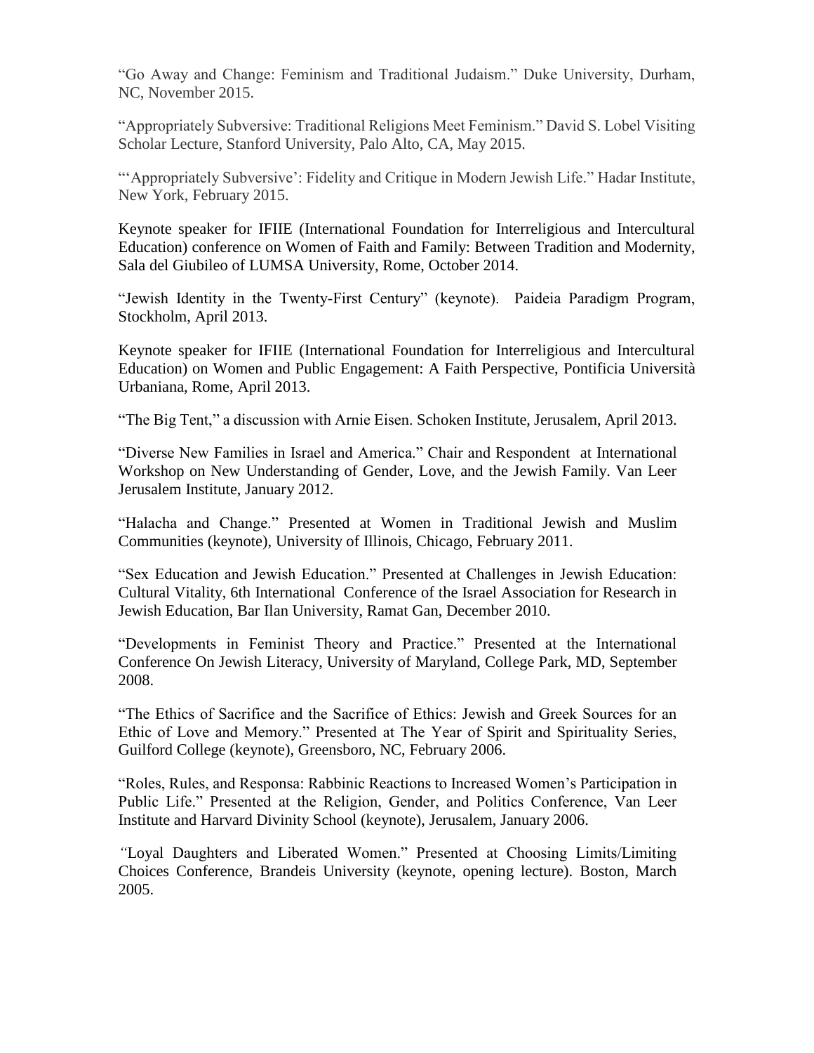"Go Away and Change: Feminism and Traditional Judaism." Duke University, Durham, NC, November 2015.

"Appropriately Subversive: Traditional Religions Meet Feminism." David S. Lobel Visiting Scholar Lecture, Stanford University, Palo Alto, CA, May 2015.

"'Appropriately Subversive': Fidelity and Critique in Modern Jewish Life." Hadar Institute, New York, February 2015.

Keynote speaker for IFIIE (International Foundation for Interreligious and Intercultural Education) conference on Women of Faith and Family: Between Tradition and Modernity, Sala del Giubileo of LUMSA University, Rome, October 2014.

"Jewish Identity in the Twenty-First Century" (keynote). Paideia Paradigm Program, Stockholm, April 2013.

Keynote speaker for IFIIE (International Foundation for Interreligious and Intercultural Education) on Women and Public Engagement: A Faith Perspective, Pontificia Università Urbaniana, Rome, April 2013.

"The Big Tent," a discussion with Arnie Eisen. Schoken Institute, Jerusalem, April 2013.

"Diverse New Families in Israel and America." Chair and Respondent at International Workshop on New Understanding of Gender, Love, and the Jewish Family. Van Leer Jerusalem Institute, January 2012.

"Halacha and Change." Presented at Women in Traditional Jewish and Muslim Communities (keynote), University of Illinois, Chicago, February 2011.

"Sex Education and Jewish Education." Presented at Challenges in Jewish Education: Cultural Vitality, 6th International Conference of the Israel Association for Research in Jewish Education, Bar Ilan University, Ramat Gan, December 2010.

"Developments in Feminist Theory and Practice." Presented at the International Conference On Jewish Literacy, University of Maryland, College Park, MD, September 2008.

"The Ethics of Sacrifice and the Sacrifice of Ethics: Jewish and Greek Sources for an Ethic of Love and Memory." Presented at The Year of Spirit and Spirituality Series, Guilford College (keynote), Greensboro, NC, February 2006.

"Roles, Rules, and Responsa: Rabbinic Reactions to Increased Women's Participation in Public Life." Presented at the Religion, Gender, and Politics Conference, Van Leer Institute and Harvard Divinity School (keynote), Jerusalem, January 2006.

"Loyal Daughters and Liberated Women." Presented at Choosing Limits/Limiting Choices Conference, Brandeis University (keynote, opening lecture). Boston, March 2005.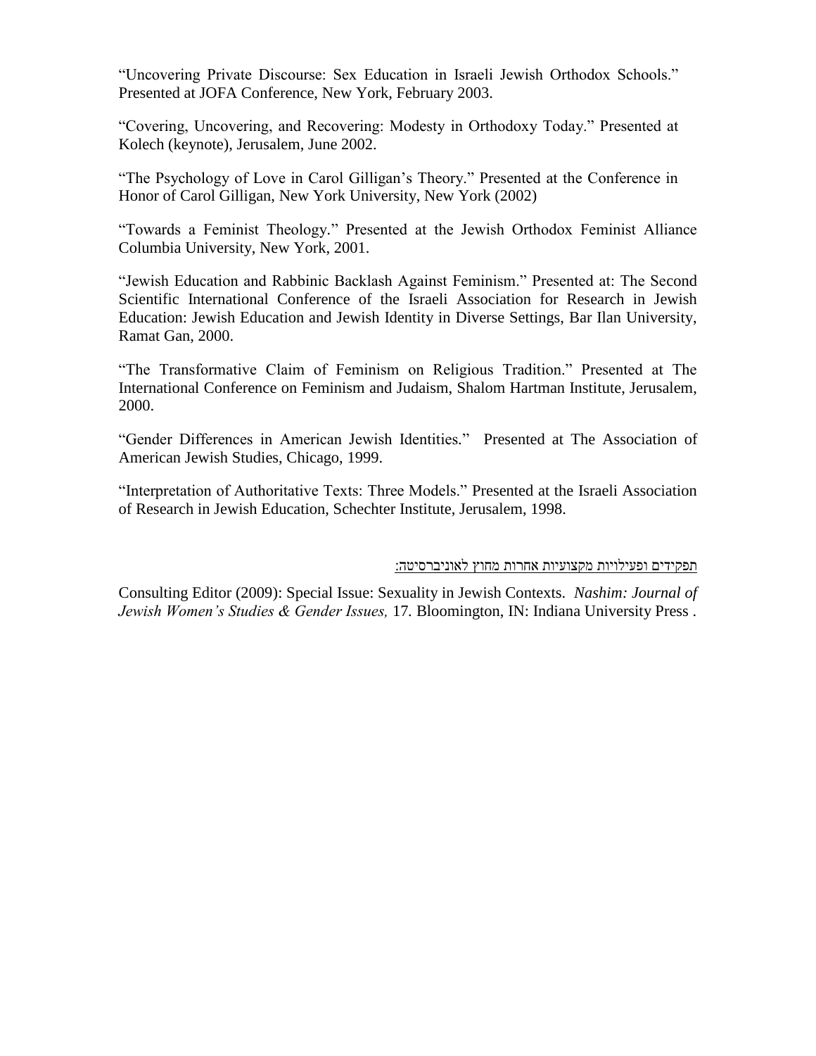"Uncovering Private Discourse: Sex Education in Israeli Jewish Orthodox Schools." Presented at JOFA Conference, New York, February 2003.

"Covering, Uncovering, and Recovering: Modesty in Orthodoxy Today." Presented at Kolech (keynote), Jerusalem, June 2002.

"The Psychology of Love in Carol Gilligan's Theory." Presented at the Conference in Honor of Carol Gilligan, New York University, New York (2002)

"Towards a Feminist Theology." Presented at the Jewish Orthodox Feminist Alliance Columbia University, New York, 2001.

"Jewish Education and Rabbinic Backlash Against Feminism." Presented at: The Second Scientific International Conference of the Israeli Association for Research in Jewish Education: Jewish Education and Jewish Identity in Diverse Settings, Bar Ilan University, Ramat Gan, 2000.

"The Transformative Claim of Feminism on Religious Tradition." Presented at The International Conference on Feminism and Judaism, Shalom Hartman Institute, Jerusalem, 2000.

"Gender Differences in American Jewish Identities." Presented at The Association of American Jewish Studies, Chicago, 1999.

"Interpretation of Authoritative Texts: Three Models." Presented at the Israeli Association of Research in Jewish Education, Schechter Institute, Jerusalem, 1998.

תפקידים ופעילויות מקצועיות אחרות מחוץ לאוניברסיטה:

Consulting Editor (2009): Special Issue: Sexuality in Jewish Contexts. *Nashim: Journal of Jewish Women's Studies & Gender Issues,* 17. Bloomington, IN: Indiana University Press .